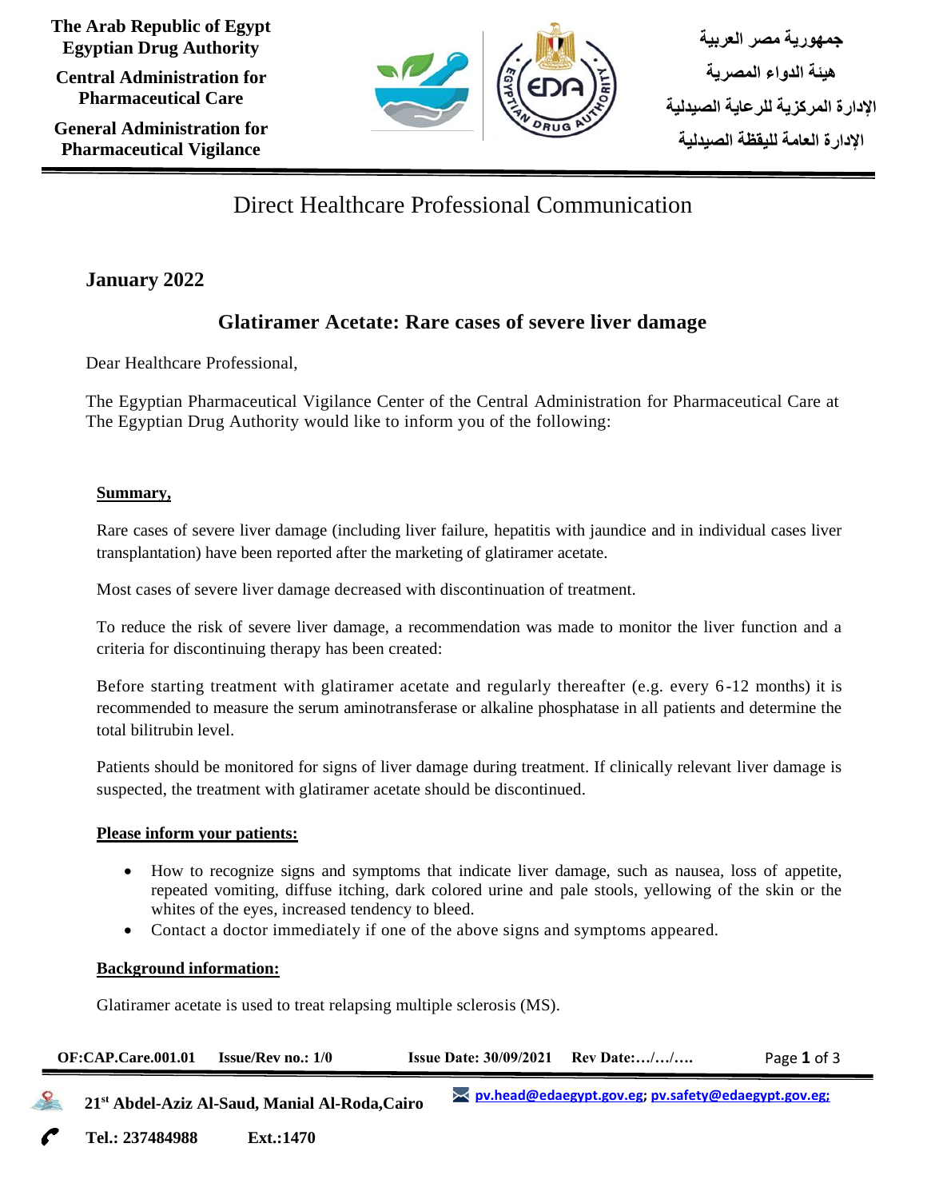The Arab Republic of Egypt
Egyptian Drug Authority

Central Administration for Pharmaceutical Care

General Administration for Pharmaceutical Vigilance

جمهورية مصر العربية
هيئة الدواء المصرية
الإدارة المركزية للرعاية الصيدلية
الإدارة العامة لليقظة الصيدلية

# Direct Healthcare Professional Communication

**January 2022**

## Glatiramer Acetate: Rare cases of severe liver damage

Dear Healthcare Professional,

The Egyptian Pharmaceutical Vigilance Center of the Central Administration for Pharmaceutical Care at The Egyptian Drug Authority would like to inform you of the following:

### Summary,

Rare cases of severe liver damage (including liver failure, hepatitis with jaundice and in individual cases liver transplantation) have been reported after the marketing of glatiramer acetate.

Most cases of severe liver damage decreased with discontinuation of treatment.

To reduce the risk of severe liver damage, a recommendation was made to monitor the liver function and a criteria for discontinuing therapy has been created:

Before starting treatment with glatiramer acetate and regularly thereafter (e.g. every 6-12 months) it is recommended to measure the serum aminotransferase or alkaline phosphatase in all patients and determine the total bilitrubin level.

Patients should be monitored for signs of liver damage during treatment. If clinically relevant liver damage is suspected, the treatment with glatiramer acetate should be discontinued.

### Please inform your patients:

- How to recognize signs and symptoms that indicate liver damage, such as nausea, loss of appetite, repeated vomiting, diffuse itching, dark colored urine and pale stools, yellowing of the skin or the whites of the eyes, increased tendency to bleed.
- Contact a doctor immediately if one of the above signs and symptoms appeared.

### Background information:

Glatiramer acetate is used to treat relapsing multiple sclerosis (MS).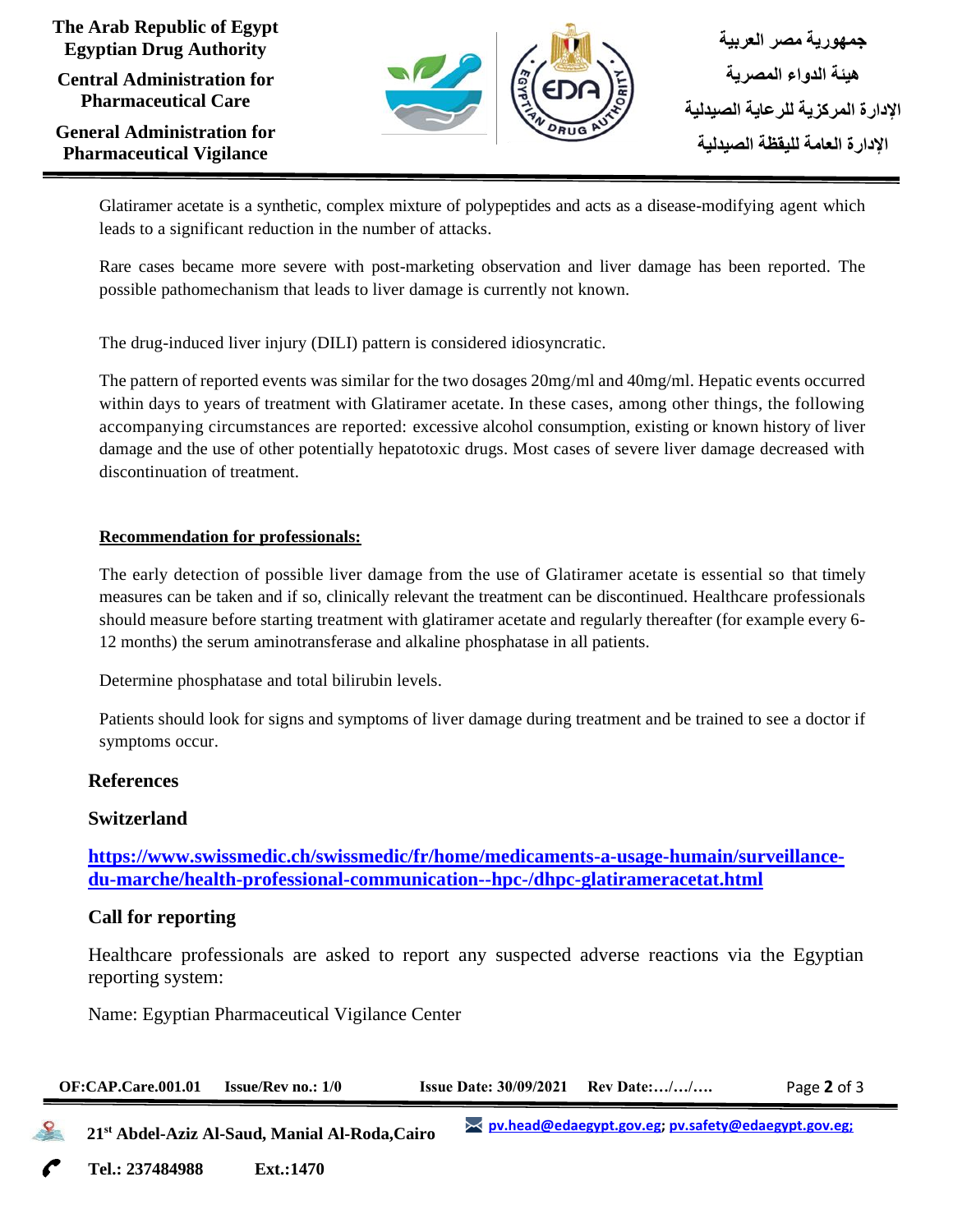Glatiramer acetate is a synthetic, complex mixture of polypeptides and acts as a disease-modifying agent which leads to a significant reduction in the number of attacks.

Rare cases became more severe with post-marketing observation and liver damage has been reported. The possible pathomechanism that leads to liver damage is currently not known.

The drug-induced liver injury (DILI) pattern is considered idiosyncratic.

The pattern of reported events was similar for the two dosages 20mg/ml and 40mg/ml. Hepatic events occurred within days to years of treatment with Glatiramer acetate. In these cases, among other things, the following accompanying circumstances are reported: excessive alcohol consumption, existing or known history of liver damage and the use of other potentially hepatotoxic drugs. Most cases of severe liver damage decreased with discontinuation of treatment.

**Recommendation for professionals:**

The early detection of possible liver damage from the use of Glatiramer acetate is essential so that timely measures can be taken and if so, clinically relevant the treatment can be discontinued. Healthcare professionals should measure before starting treatment with glatiramer acetate and regularly thereafter (for example every 6-12 months) the serum aminotransferase and alkaline phosphatase in all patients.

Determine phosphatase and total bilirubin levels.

Patients should look for signs and symptoms of liver damage during treatment and be trained to see a doctor if symptoms occur.

## References

## Switzerland

**https://www.swissmedic.ch/swissmedic/fr/home/medicaments-a-usage-humain/surveillance-du-marche/health-professional-communication--hpc-/dhpc-glatirameracetat.html**

## Call for reporting

Healthcare professionals are asked to report any suspected adverse reactions via the Egyptian reporting system:

Name: Egyptian Pharmaceutical Vigilance Center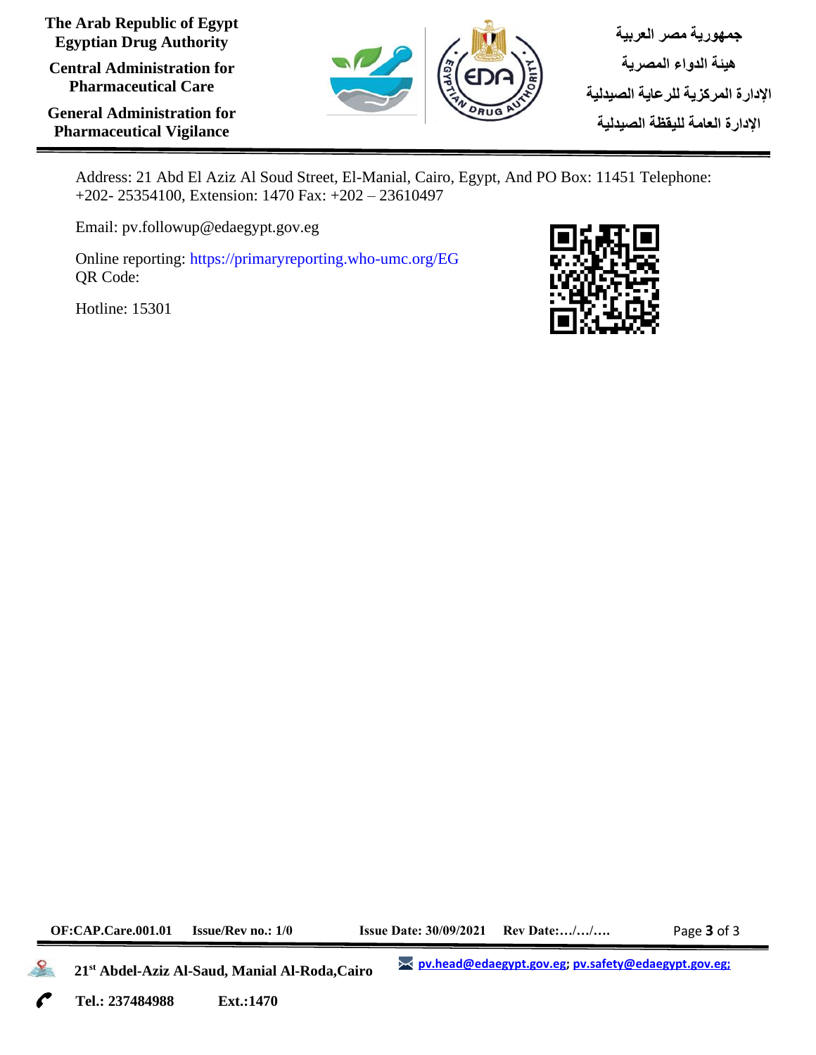Address: 21 Abd El Aziz Al Soud Street, El-Manial, Cairo, Egypt, And PO Box: 11451 Telephone: +202- 25354100, Extension: 1470 Fax: +202 – 23610497

Email: pv.followup@edaegypt.gov.eg

Online reporting: https://primaryreporting.who-umc.org/EG
QR Code:

Hotline: 15301